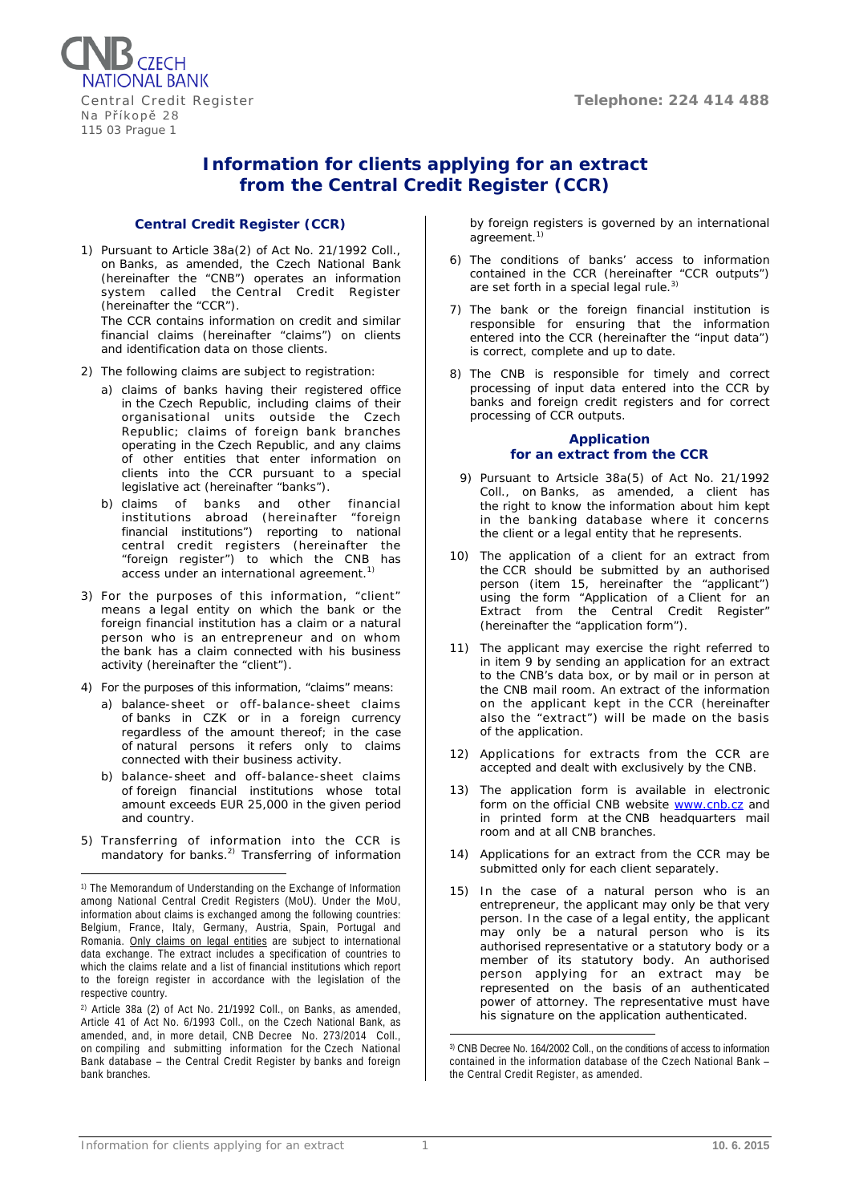Czech National Bank
Central Credit Register
Na Příkopě 28
115 03 Prague 1

Telephone: 224 414 488

# Information for clients applying for an extract from the Central Credit Register (CCR)

## Central Credit Register (CCR)

1) Pursuant to Article 38a(2) of Act No. 21/1992 Coll., on Banks, as amended, the Czech National Bank (hereinafter the "CNB") operates an information system called the Central Credit Register (hereinafter the "CCR").

   The CCR contains information on credit and similar financial claims (hereinafter "claims") on clients and identification data on those clients.

2) The following claims are subject to registration:
   a) claims of banks having their registered office in the Czech Republic, including claims of their organisational units outside the Czech Republic; claims of foreign bank branches operating in the Czech Republic, and any claims of other entities that enter information on clients into the CCR pursuant to a special legislative act (hereinafter "banks").
   b) claims of banks and other financial institutions abroad (hereinafter "foreign financial institutions") reporting to national central credit registers (hereinafter the "foreign register") to which the CNB has access under an international agreement.[1)]

3) For the purposes of this information, "client" means a legal entity on which the bank or the foreign financial institution has a claim or a natural person who is an entrepreneur and on whom the bank has a claim connected with his business activity (hereinafter the "client").

4) For the purposes of this information, "claims" means:
   a) balance-sheet or off-balance-sheet claims of banks in CZK or in a foreign currency regardless of the amount thereof; in the case of natural persons it refers only to claims connected with their business activity.
   b) balance-sheet and off-balance-sheet claims of foreign financial institutions whose total amount exceeds EUR 25,000 in the given period and country.

5) Transferring of information into the CCR is mandatory for banks.[2)] Transferring of information by foreign registers is governed by an international agreement.[1)]

6) The conditions of banks' access to information contained in the CCR (hereinafter "CCR outputs") are set forth in a special legal rule.[3)]

7) The bank or the foreign financial institution is responsible for ensuring that the information entered into the CCR (hereinafter the "input data") is correct, complete and up to date.

8) The CNB is responsible for timely and correct processing of input data entered into the CCR by banks and foreign credit registers and for correct processing of CCR outputs.

## Application for an extract from the CCR

9) Pursuant to Artsicle 38a(5) of Act No. 21/1992 Coll., on Banks, as amended, a client has the right to know the information about him kept in the banking database where it concerns the client or a legal entity that he represents.

10) The application of a client for an extract from the CCR should be submitted by an authorised person (item 15, hereinafter the "applicant") using the form "Application of a Client for an Extract from the Central Credit Register" (hereinafter the "application form").

11) The applicant may exercise the right referred to in item 9 by sending an application for an extract to the CNB's data box, or by mail or in person at the CNB mail room. An extract of the information on the applicant kept in the CCR (hereinafter also the "extract") will be made on the basis of the application.

12) Applications for extracts from the CCR are accepted and dealt with exclusively by the CNB.

13) The application form is available in electronic form on the official CNB website www.cnb.cz and in printed form at the CNB headquarters mail room and at all CNB branches.

14) Applications for an extract from the CCR may be submitted only for each client separately.

15) In the case of a natural person who is an entrepreneur, the applicant may only be that very person. In the case of a legal entity, the applicant may only be a natural person who is its authorised representative or a statutory body or a member of its statutory body. An authorised person applying for an extract may be represented on the basis of an authenticated power of attorney. The representative must have his signature on the application authenticated.

---

1) The Memorandum of Understanding on the Exchange of Information among National Central Credit Registers (MoU). Under the MoU, information about claims is exchanged among the following countries: Belgium, France, Italy, Germany, Austria, Spain, Portugal and Romania. Only claims on legal entities are subject to international data exchange. The extract includes a specification of countries to which the claims relate and a list of financial institutions which report to the foreign register in accordance with the legislation of the respective country.

2) Article 38a (2) of Act No. 21/1992 Coll., on Banks, as amended, Article 41 of Act No. 6/1993 Coll., on the Czech National Bank, as amended, and, in more detail, CNB Decree No. 273/2014 Coll., on compiling and submitting information for the Czech National Bank database – the Central Credit Register by banks and foreign bank branches.

3) CNB Decree No. 164/2002 Coll., on the conditions of access to information contained in the information database of the Czech National Bank – the Central Credit Register, as amended.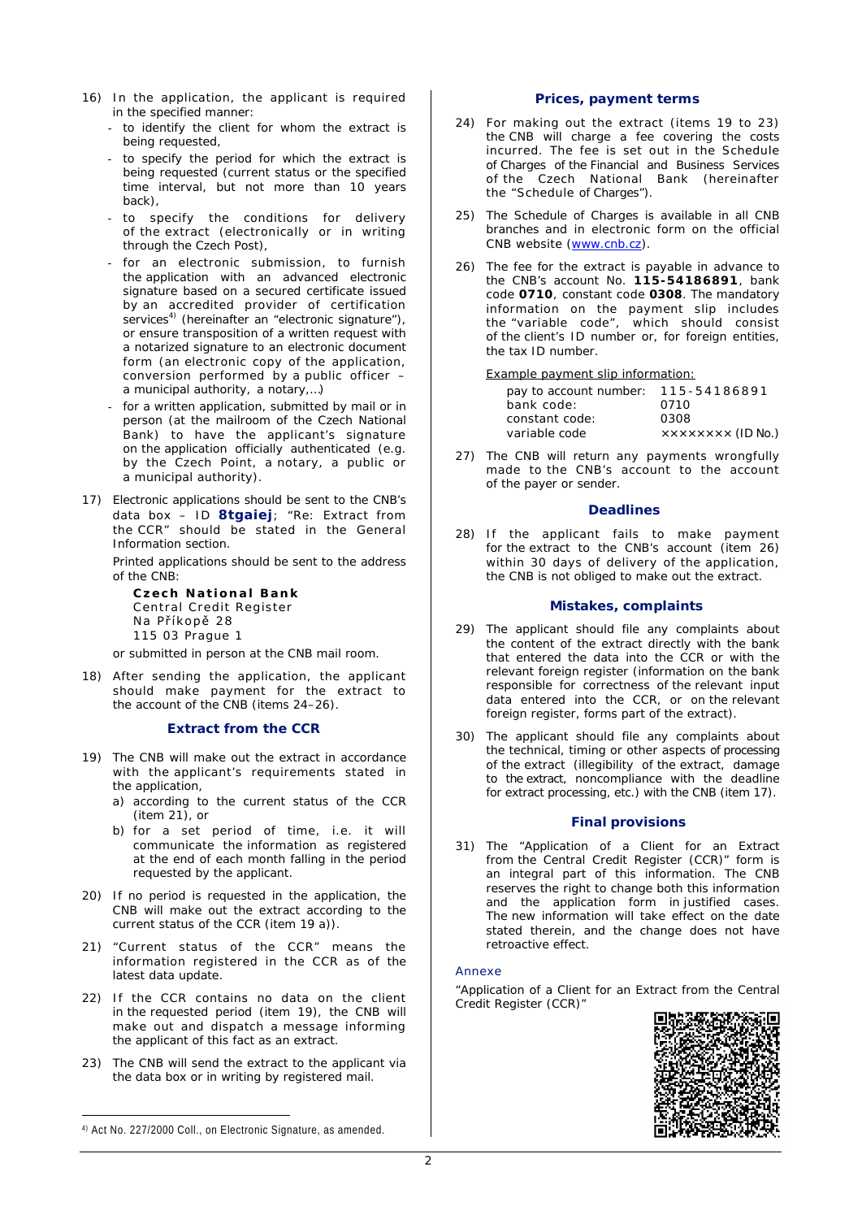16) In the application, the applicant is required in the specified manner:
   - to identify the client for whom the extract is being requested,
   - to specify the period for which the extract is being requested (current status or the specified time interval, but not more than 10 years back),
   - to specify the conditions for delivery of the extract (electronically or in writing through the Czech Post),
   - for an electronic submission, to furnish the application with an advanced electronic signature based on a secured certificate issued by an accredited provider of certification services[4] (hereinafter an "electronic signature"), or ensure transposition of a written request with a notarized signature to an electronic document form (an electronic copy of the application, conversion performed by a public officer – a municipal authority, a notary,…)
   - for a written application, submitted by mail or in person (at the mailroom of the Czech National Bank) to have the applicant's signature on the application officially authenticated (e.g. by the Czech Point, a notary, a public or a municipal authority).

17) Electronic applications should be sent to the CNB's data box – ID **8tgaiej**; "Re: Extract from the CCR" should be stated in the General Information section.

   Printed applications should be sent to the address of the CNB:

   **Czech National Bank**
   Central Credit Register
   Na Příkopě 28
   115 03 Prague 1

   or submitted in person at the CNB mail room.

18) After sending the application, the applicant should make payment for the extract to the account of the CNB (items 24–26).

## Extract from the CCR

19) The CNB will make out the extract in accordance with the applicant's requirements stated in the application,
   a) according to the current status of the CCR (item 21), or
   b) for a set period of time, i.e. it will communicate the information as registered at the end of each month falling in the period requested by the applicant.

20) If no period is requested in the application, the CNB will make out the extract according to the current status of the CCR (item 19 a)).

21) "Current status of the CCR" means the information registered in the CCR as of the latest data update.

22) If the CCR contains no data on the client in the requested period (item 19), the CNB will make out and dispatch a message informing the applicant of this fact as an extract.

23) The CNB will send the extract to the applicant via the data box or in writing by registered mail.

[4] Act No. 227/2000 Coll., on Electronic Signature, as amended.

## Prices, payment terms

24) For making out the extract (items 19 to 23) the CNB will charge a fee covering the costs incurred. The fee is set out in the Schedule of Charges of the Financial and Business Services of the Czech National Bank (hereinafter the "Schedule of Charges").

25) The Schedule of Charges is available in all CNB branches and in electronic form on the official CNB website (www.cnb.cz).

26) The fee for the extract is payable in advance to the CNB's account No. **115-54186891**, bank code **0710**, constant code **0308**. The mandatory information on the payment slip includes the "variable code", which should consist of the client's ID number or, for foreign entities, the tax ID number.

   Example payment slip information:

| | |
|---|---|
| pay to account number: | 115-54186891 |
| bank code: | 0710 |
| constant code: | 0308 |
| variable code | ×××××××× (ID No.) |

27) The CNB will return any payments wrongfully made to the CNB's account to the account of the payer or sender.

## Deadlines

28) If the applicant fails to make payment for the extract to the CNB's account (item 26) within 30 days of delivery of the application, the CNB is not obliged to make out the extract.

## Mistakes, complaints

29) The applicant should file any complaints about the content of the extract directly with the bank that entered the data into the CCR or with the relevant foreign register (information on the bank responsible for correctness of the relevant input data entered into the CCR, or on the relevant foreign register, forms part of the extract).

30) The applicant should file any complaints about the technical, timing or other aspects of processing of the extract (illegibility of the extract, damage to the extract, noncompliance with the deadline for extract processing, etc.) with the CNB (item 17).

## Final provisions

31) The "Application of a Client for an Extract from the Central Credit Register (CCR)" form is an integral part of this information. The CNB reserves the right to change both this information and the application form in justified cases. The new information will take effect on the date stated therein, and the change does not have retroactive effect.

Annexe

"Application of a Client for an Extract from the Central Credit Register (CCR)"